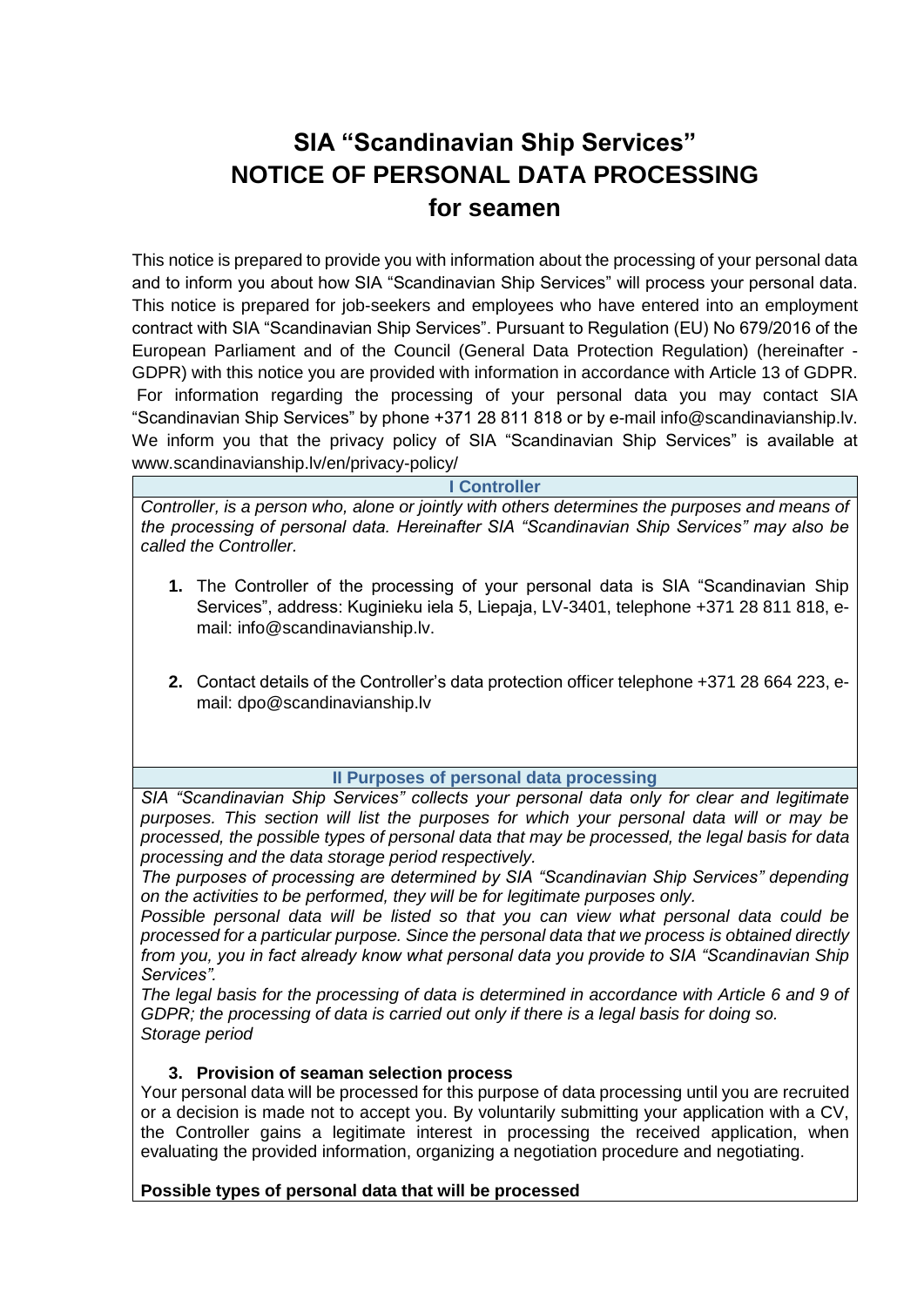# SIA "Scandinavian Ship Services"
# NOTICE OF PERSONAL DATA PROCESSING
# for seamen

This notice is prepared to provide you with information about the processing of your personal data and to inform you about how SIA "Scandinavian Ship Services" will process your personal data. This notice is prepared for job-seekers and employees who have entered into an employment contract with SIA "Scandinavian Ship Services". Pursuant to Regulation (EU) No 679/2016 of the European Parliament and of the Council (General Data Protection Regulation) (hereinafter - GDPR) with this notice you are provided with information in accordance with Article 13 of GDPR. For information regarding the processing of your personal data you may contact SIA "Scandinavian Ship Services" by phone +371 28 811 818 or by e-mail info@scandinavianship.lv. We inform you that the privacy policy of SIA "Scandinavian Ship Services" is available at www.scandinavianship.lv/en/privacy-policy/

## I Controller

*Controller, is a person who, alone or jointly with others determines the purposes and means of the processing of personal data. Hereinafter SIA "Scandinavian Ship Services" may also be called the Controller.*

1. The Controller of the processing of your personal data is SIA "Scandinavian Ship Services", address: Kuginieku iela 5, Liepaja, LV-3401, telephone +371 28 811 818, e-mail: info@scandinavianship.lv.

2. Contact details of the Controller's data protection officer telephone +371 28 664 223, e-mail: dpo@scandinavianship.lv

## II Purposes of personal data processing

*SIA "Scandinavian Ship Services" collects your personal data only for clear and legitimate purposes. This section will list the purposes for which your personal data will or may be processed, the possible types of personal data that may be processed, the legal basis for data processing and the data storage period respectively.*
*The purposes of processing are determined by SIA "Scandinavian Ship Services" depending on the activities to be performed, they will be for legitimate purposes only.*
*Possible personal data will be listed so that you can view what personal data could be processed for a particular purpose. Since the personal data that we process is obtained directly from you, you in fact already know what personal data you provide to SIA "Scandinavian Ship Services".*
*The legal basis for the processing of data is determined in accordance with Article 6 and 9 of GDPR; the processing of data is carried out only if there is a legal basis for doing so.*
*Storage period*

3. **Provision of seaman selection process**

Your personal data will be processed for this purpose of data processing until you are recruited or a decision is made not to accept you. By voluntarily submitting your application with a CV, the Controller gains a legitimate interest in processing the received application, when evaluating the provided information, organizing a negotiation procedure and negotiating.

**Possible types of personal data that will be processed**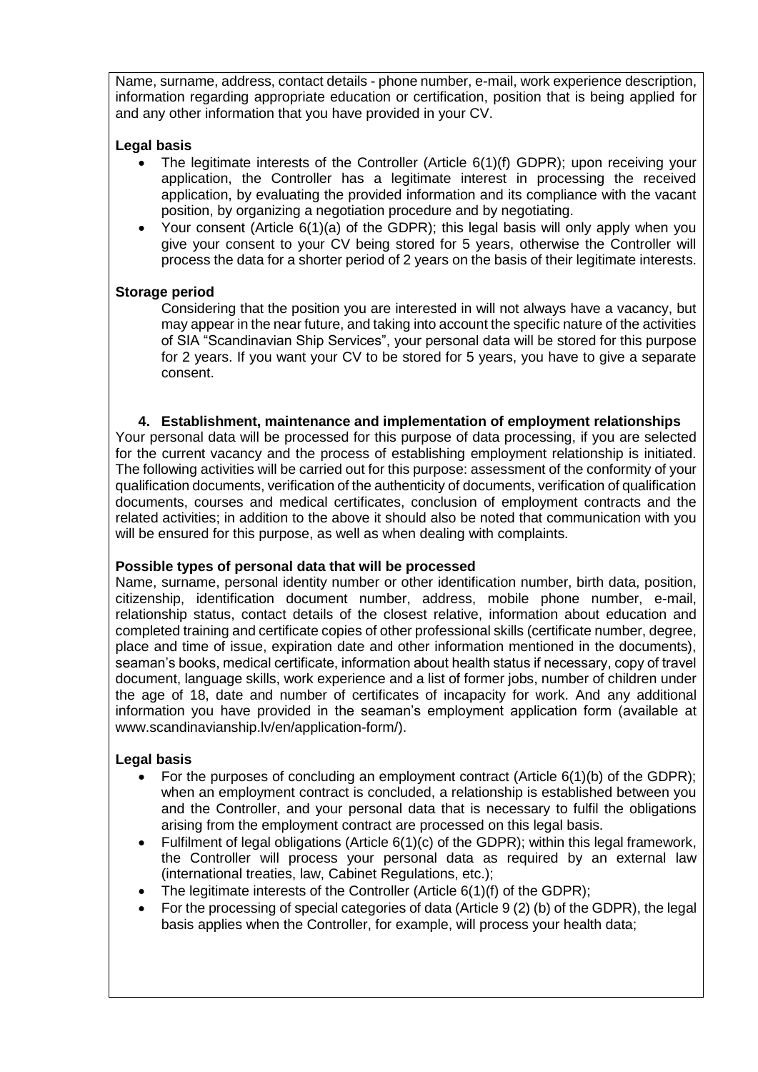Name, surname, address, contact details - phone number, e-mail, work experience description, information regarding appropriate education or certification, position that is being applied for and any other information that you have provided in your CV.

**Legal basis**

- The legitimate interests of the Controller (Article 6(1)(f) GDPR); upon receiving your application, the Controller has a legitimate interest in processing the received application, by evaluating the provided information and its compliance with the vacant position, by organizing a negotiation procedure and by negotiating.
- Your consent (Article 6(1)(a) of the GDPR); this legal basis will only apply when you give your consent to your CV being stored for 5 years, otherwise the Controller will process the data for a shorter period of 2 years on the basis of their legitimate interests.

**Storage period**

Considering that the position you are interested in will not always have a vacancy, but may appear in the near future, and taking into account the specific nature of the activities of SIA "Scandinavian Ship Services", your personal data will be stored for this purpose for 2 years. If you want your CV to be stored for 5 years, you have to give a separate consent.

**4. Establishment, maintenance and implementation of employment relationships**

Your personal data will be processed for this purpose of data processing, if you are selected for the current vacancy and the process of establishing employment relationship is initiated. The following activities will be carried out for this purpose: assessment of the conformity of your qualification documents, verification of the authenticity of documents, verification of qualification documents, courses and medical certificates, conclusion of employment contracts and the related activities; in addition to the above it should also be noted that communication with you will be ensured for this purpose, as well as when dealing with complaints.

**Possible types of personal data that will be processed**

Name, surname, personal identity number or other identification number, birth data, position, citizenship, identification document number, address, mobile phone number, e-mail, relationship status, contact details of the closest relative, information about education and completed training and certificate copies of other professional skills (certificate number, degree, place and time of issue, expiration date and other information mentioned in the documents), seaman's books, medical certificate, information about health status if necessary, copy of travel document, language skills, work experience and a list of former jobs, number of children under the age of 18, date and number of certificates of incapacity for work. And any additional information you have provided in the seaman's employment application form (available at www.scandinavianship.lv/en/application-form/).

**Legal basis**

- For the purposes of concluding an employment contract (Article 6(1)(b) of the GDPR); when an employment contract is concluded, a relationship is established between you and the Controller, and your personal data that is necessary to fulfil the obligations arising from the employment contract are processed on this legal basis.
- Fulfilment of legal obligations (Article 6(1)(c) of the GDPR); within this legal framework, the Controller will process your personal data as required by an external law (international treaties, law, Cabinet Regulations, etc.);
- The legitimate interests of the Controller (Article 6(1)(f) of the GDPR);
- For the processing of special categories of data (Article 9 (2) (b) of the GDPR), the legal basis applies when the Controller, for example, will process your health data;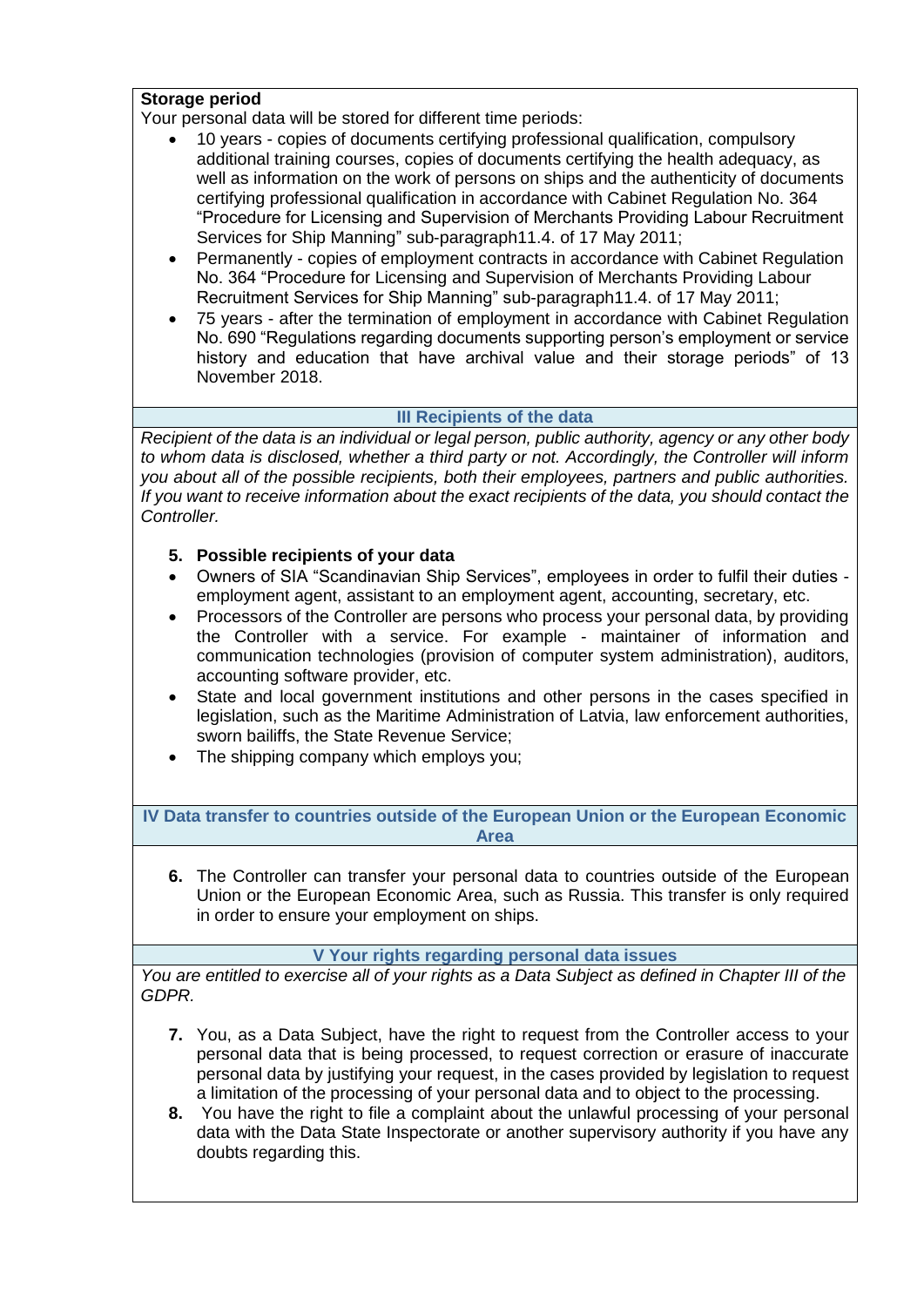**Storage period**

Your personal data will be stored for different time periods:

- 10 years - copies of documents certifying professional qualification, compulsory additional training courses, copies of documents certifying the health adequacy, as well as information on the work of persons on ships and the authenticity of documents certifying professional qualification in accordance with Cabinet Regulation No. 364 "Procedure for Licensing and Supervision of Merchants Providing Labour Recruitment Services for Ship Manning" sub-paragraph11.4. of 17 May 2011;
- Permanently - copies of employment contracts in accordance with Cabinet Regulation No. 364 "Procedure for Licensing and Supervision of Merchants Providing Labour Recruitment Services for Ship Manning" sub-paragraph11.4. of 17 May 2011;
- 75 years - after the termination of employment in accordance with Cabinet Regulation No. 690 "Regulations regarding documents supporting person's employment or service history and education that have archival value and their storage periods" of 13 November 2018.

## III Recipients of the data

*Recipient of the data is an individual or legal person, public authority, agency or any other body to whom data is disclosed, whether a third party or not. Accordingly, the Controller will inform you about all of the possible recipients, both their employees, partners and public authorities. If you want to receive information about the exact recipients of the data, you should contact the Controller.*

5. **Possible recipients of your data**

- Owners of SIA "Scandinavian Ship Services", employees in order to fulfil their duties - employment agent, assistant to an employment agent, accounting, secretary, etc.
- Processors of the Controller are persons who process your personal data, by providing the Controller with a service. For example - maintainer of information and communication technologies (provision of computer system administration), auditors, accounting software provider, etc.
- State and local government institutions and other persons in the cases specified in legislation, such as the Maritime Administration of Latvia, law enforcement authorities, sworn bailiffs, the State Revenue Service;
- The shipping company which employs you;

## IV Data transfer to countries outside of the European Union or the European Economic Area

6. The Controller can transfer your personal data to countries outside of the European Union or the European Economic Area, such as Russia. This transfer is only required in order to ensure your employment on ships.

## V Your rights regarding personal data issues

*You are entitled to exercise all of your rights as a Data Subject as defined in Chapter III of the GDPR.*

7. You, as a Data Subject, have the right to request from the Controller access to your personal data that is being processed, to request correction or erasure of inaccurate personal data by justifying your request, in the cases provided by legislation to request a limitation of the processing of your personal data and to object to the processing.
8. You have the right to file a complaint about the unlawful processing of your personal data with the Data State Inspectorate or another supervisory authority if you have any doubts regarding this.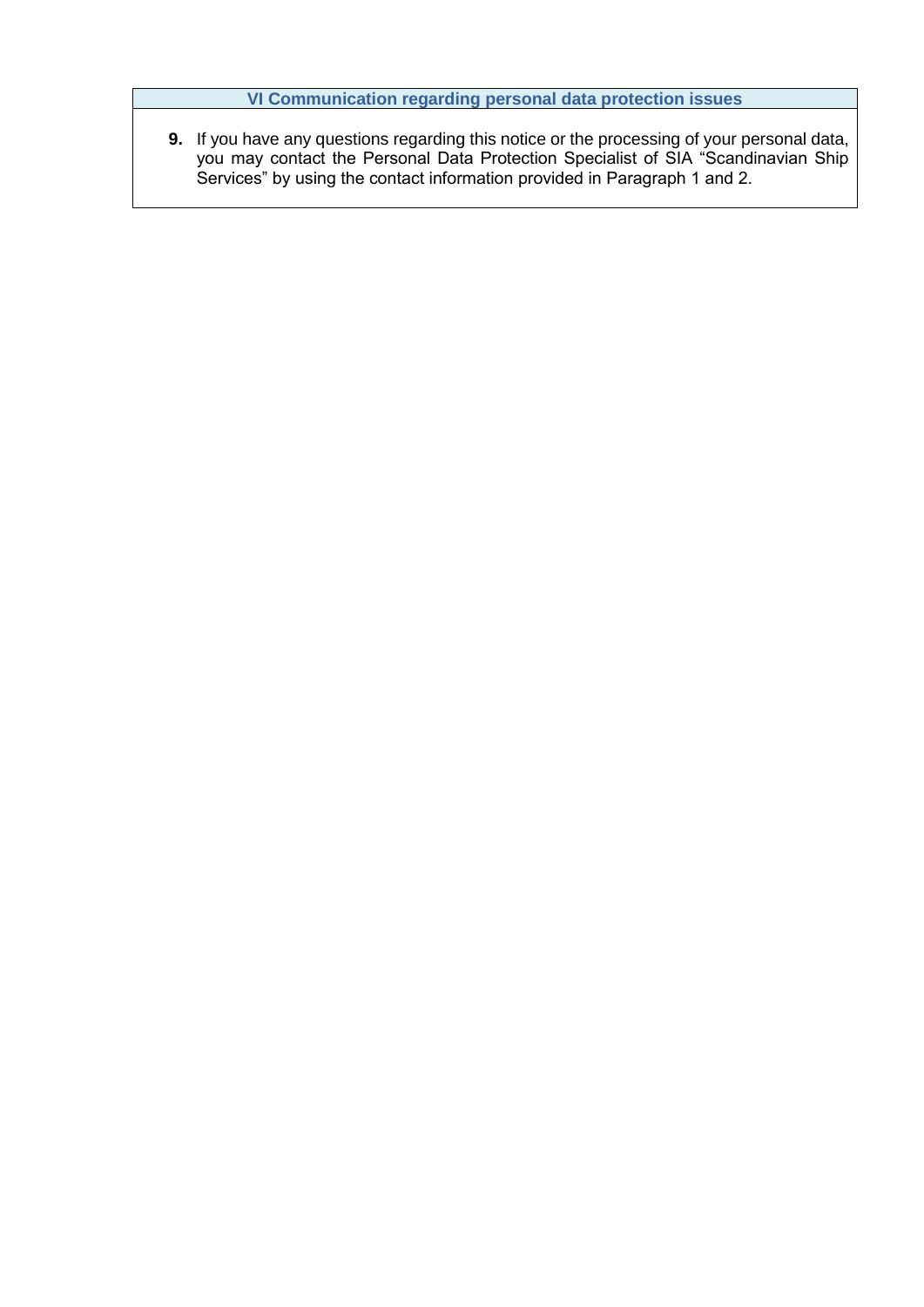## VI Communication regarding personal data protection issues

**9.** If you have any questions regarding this notice or the processing of your personal data, you may contact the Personal Data Protection Specialist of SIA “Scandinavian Ship Services” by using the contact information provided in Paragraph 1 and 2.